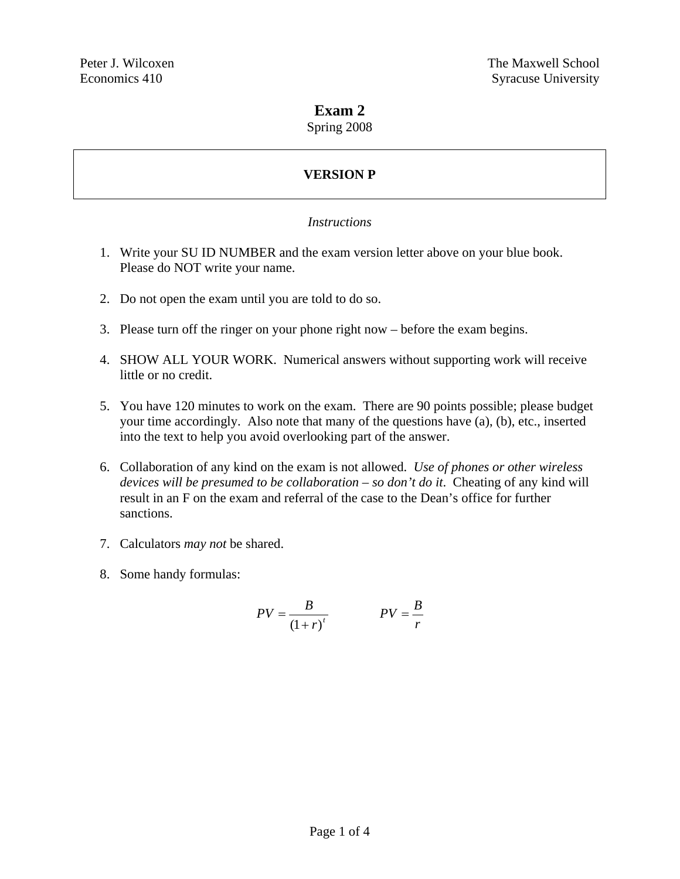Peter J. Wilcoxen
Economics 410

The Maxwell School
Syracuse University

# Exam 2

Spring 2008

**VERSION P**

*Instructions*

1. Write your SU ID NUMBER and the exam version letter above on your blue book. Please do NOT write your name.

2. Do not open the exam until you are told to do so.

3. Please turn off the ringer on your phone right now – before the exam begins.

4. SHOW ALL YOUR WORK. Numerical answers without supporting work will receive little or no credit.

5. You have 120 minutes to work on the exam. There are 90 points possible; please budget your time accordingly. Also note that many of the questions have (a), (b), etc., inserted into the text to help you avoid overlooking part of the answer.

6. Collaboration of any kind on the exam is not allowed. *Use of phones or other wireless devices will be presumed to be collaboration – so don't do it*. Cheating of any kind will result in an F on the exam and referral of the case to the Dean's office for further sanctions.

7. Calculators *may not* be shared.

8. Some handy formulas:

$$PV = \frac{B}{(1+r)^t} \qquad\qquad PV = \frac{B}{r}$$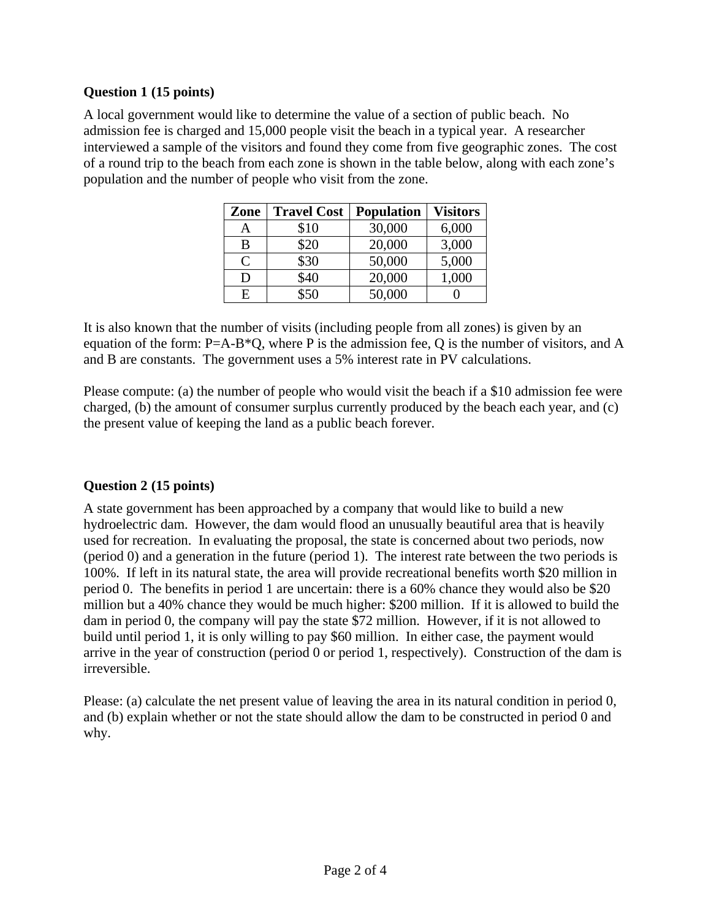**Question 1 (15 points)**

A local government would like to determine the value of a section of public beach. No admission fee is charged and 15,000 people visit the beach in a typical year. A researcher interviewed a sample of the visitors and found they come from five geographic zones. The cost of a round trip to the beach from each zone is shown in the table below, along with each zone's population and the number of people who visit from the zone.

| Zone | Travel Cost | Population | Visitors |
|---|---|---|---|
| A | $10 | 30,000 | 6,000 |
| B | $20 | 20,000 | 3,000 |
| C | $30 | 50,000 | 5,000 |
| D | $40 | 20,000 | 1,000 |
| E | $50 | 50,000 | 0 |

It is also known that the number of visits (including people from all zones) is given by an equation of the form: P=A-B*Q, where P is the admission fee, Q is the number of visitors, and A and B are constants. The government uses a 5% interest rate in PV calculations.

Please compute: (a) the number of people who would visit the beach if a $10 admission fee were charged, (b) the amount of consumer surplus currently produced by the beach each year, and (c) the present value of keeping the land as a public beach forever.

**Question 2 (15 points)**

A state government has been approached by a company that would like to build a new hydroelectric dam. However, the dam would flood an unusually beautiful area that is heavily used for recreation. In evaluating the proposal, the state is concerned about two periods, now (period 0) and a generation in the future (period 1). The interest rate between the two periods is 100%. If left in its natural state, the area will provide recreational benefits worth $20 million in period 0. The benefits in period 1 are uncertain: there is a 60% chance they would also be $20 million but a 40% chance they would be much higher: $200 million. If it is allowed to build the dam in period 0, the company will pay the state $72 million. However, if it is not allowed to build until period 1, it is only willing to pay $60 million. In either case, the payment would arrive in the year of construction (period 0 or period 1, respectively). Construction of the dam is irreversible.

Please: (a) calculate the net present value of leaving the area in its natural condition in period 0, and (b) explain whether or not the state should allow the dam to be constructed in period 0 and why.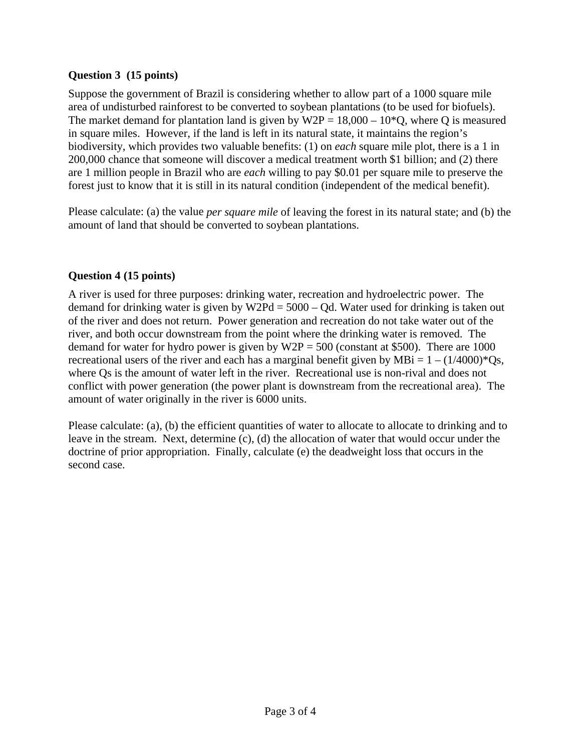**Question 3 (15 points)**

Suppose the government of Brazil is considering whether to allow part of a 1000 square mile area of undisturbed rainforest to be converted to soybean plantations (to be used for biofuels). The market demand for plantation land is given by $W2P = 18{,}000 - 10*Q$, where Q is measured in square miles. However, if the land is left in its natural state, it maintains the region's biodiversity, which provides two valuable benefits: (1) on *each* square mile plot, there is a 1 in 200,000 chance that someone will discover a medical treatment worth $1 billion; and (2) there are 1 million people in Brazil who are *each* willing to pay $0.01 per square mile to preserve the forest just to know that it is still in its natural condition (independent of the medical benefit).

Please calculate: (a) the value *per square mile* of leaving the forest in its natural state; and (b) the amount of land that should be converted to soybean plantations.

**Question 4 (15 points)**

A river is used for three purposes: drinking water, recreation and hydroelectric power. The demand for drinking water is given by $W2Pd = 5000 - Qd$. Water used for drinking is taken out of the river and does not return. Power generation and recreation do not take water out of the river, and both occur downstream from the point where the drinking water is removed. The demand for water for hydro power is given by $W2P = 500$ (constant at $500). There are 1000 recreational users of the river and each has a marginal benefit given by $MBi = 1 - (1/4000)*Qs$, where Qs is the amount of water left in the river. Recreational use is non-rival and does not conflict with power generation (the power plant is downstream from the recreational area). The amount of water originally in the river is 6000 units.

Please calculate: (a), (b) the efficient quantities of water to allocate to allocate to drinking and to leave in the stream. Next, determine (c), (d) the allocation of water that would occur under the doctrine of prior appropriation. Finally, calculate (e) the deadweight loss that occurs in the second case.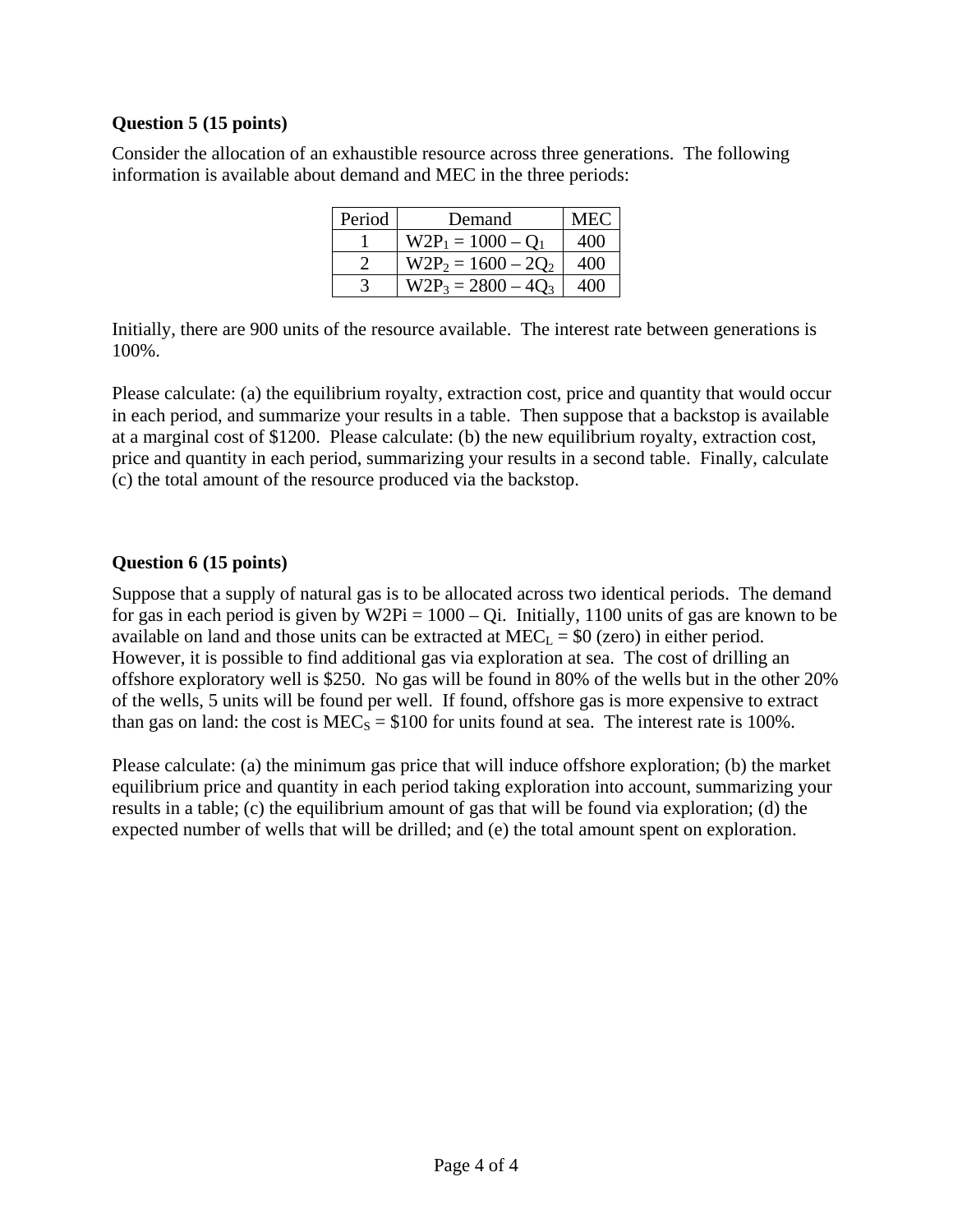**Question 5 (15 points)**

Consider the allocation of an exhaustible resource across three generations. The following information is available about demand and MEC in the three periods:

| Period | Demand | MEC |
|---|---|---|
| 1 | $W2P_1 = 1000 - Q_1$ | 400 |
| 2 | $W2P_2 = 1600 - 2Q_2$ | 400 |
| 3 | $W2P_3 = 2800 - 4Q_3$ | 400 |

Initially, there are 900 units of the resource available. The interest rate between generations is 100%.

Please calculate: (a) the equilibrium royalty, extraction cost, price and quantity that would occur in each period, and summarize your results in a table. Then suppose that a backstop is available at a marginal cost of \$1200. Please calculate: (b) the new equilibrium royalty, extraction cost, price and quantity in each period, summarizing your results in a second table. Finally, calculate (c) the total amount of the resource produced via the backstop.

**Question 6 (15 points)**

Suppose that a supply of natural gas is to be allocated across two identical periods. The demand for gas in each period is given by $W2Pi = 1000 - Qi$. Initially, 1100 units of gas are known to be available on land and those units can be extracted at $MEC_L$ = \$0 (zero) in either period. However, it is possible to find additional gas via exploration at sea. The cost of drilling an offshore exploratory well is \$250. No gas will be found in 80% of the wells but in the other 20% of the wells, 5 units will be found per well. If found, offshore gas is more expensive to extract than gas on land: the cost is $MEC_S$ = \$100 for units found at sea. The interest rate is 100%.

Please calculate: (a) the minimum gas price that will induce offshore exploration; (b) the market equilibrium price and quantity in each period taking exploration into account, summarizing your results in a table; (c) the equilibrium amount of gas that will be found via exploration; (d) the expected number of wells that will be drilled; and (e) the total amount spent on exploration.